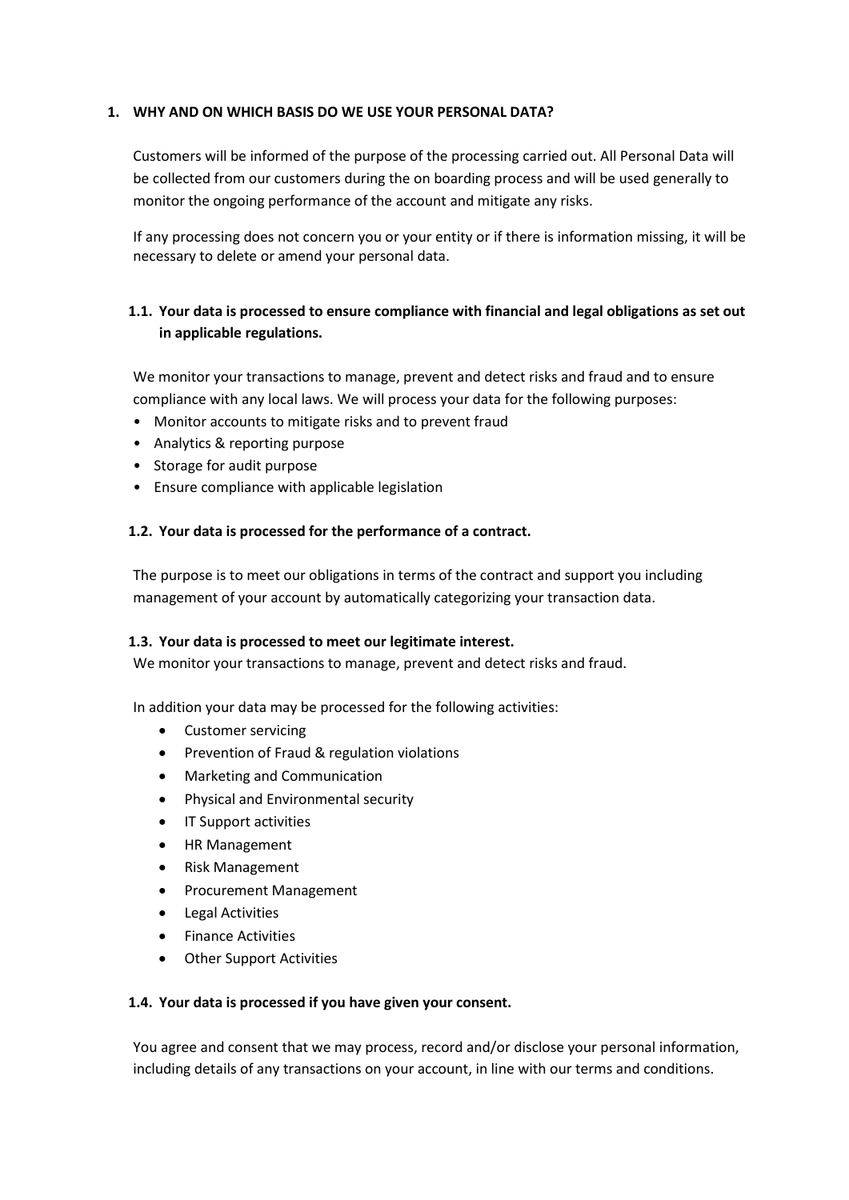## 1. WHY AND ON WHICH BASIS DO WE USE YOUR PERSONAL DATA?

Customers will be informed of the purpose of the processing carried out. All Personal Data will be collected from our customers during the on boarding process and will be used generally to monitor the ongoing performance of the account and mitigate any risks.

If any processing does not concern you or your entity or if there is information missing, it will be necessary to delete or amend your personal data.

### 1.1. Your data is processed to ensure compliance with financial and legal obligations as set out in applicable regulations.

We monitor your transactions to manage, prevent and detect risks and fraud and to ensure compliance with any local laws. We will process your data for the following purposes:

- Monitor accounts to mitigate risks and to prevent fraud
- Analytics & reporting purpose
- Storage for audit purpose
- Ensure compliance with applicable legislation

### 1.2. Your data is processed for the performance of a contract.

The purpose is to meet our obligations in terms of the contract and support you including management of your account by automatically categorizing your transaction data.

### 1.3. Your data is processed to meet our legitimate interest.

We monitor your transactions to manage, prevent and detect risks and fraud.

In addition your data may be processed for the following activities:

- Customer servicing
- Prevention of Fraud & regulation violations
- Marketing and Communication
- Physical and Environmental security
- IT Support activities
- HR Management
- Risk Management
- Procurement Management
- Legal Activities
- Finance Activities
- Other Support Activities

### 1.4. Your data is processed if you have given your consent.

You agree and consent that we may process, record and/or disclose your personal information, including details of any transactions on your account, in line with our terms and conditions.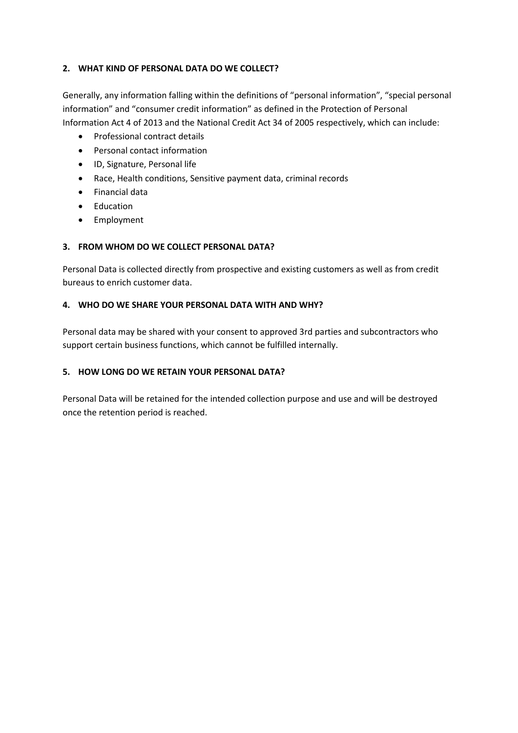## 2. WHAT KIND OF PERSONAL DATA DO WE COLLECT?

Generally, any information falling within the definitions of "personal information", "special personal information" and "consumer credit information" as defined in the Protection of Personal Information Act 4 of 2013 and the National Credit Act 34 of 2005 respectively, which can include:

- Professional contract details
- Personal contact information
- ID, Signature, Personal life
- Race, Health conditions, Sensitive payment data, criminal records
- Financial data
- Education
- Employment

## 3. FROM WHOM DO WE COLLECT PERSONAL DATA?

Personal Data is collected directly from prospective and existing customers as well as from credit bureaus to enrich customer data.

## 4. WHO DO WE SHARE YOUR PERSONAL DATA WITH AND WHY?

Personal data may be shared with your consent to approved 3rd parties and subcontractors who support certain business functions, which cannot be fulfilled internally.

## 5. HOW LONG DO WE RETAIN YOUR PERSONAL DATA?

Personal Data will be retained for the intended collection purpose and use and will be destroyed once the retention period is reached.